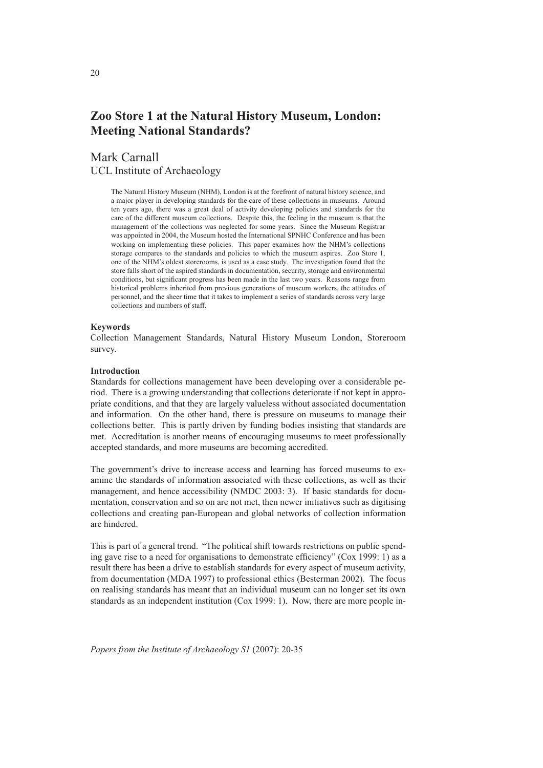# Zoo Store 1 at the Natural History Museum, London: Meeting National Standards?

Mark Carnall
UCL Institute of Archaeology

The Natural History Museum (NHM), London is at the forefront of natural history science, and a major player in developing standards for the care of these collections in museums. Around ten years ago, there was a great deal of activity developing policies and standards for the care of the different museum collections. Despite this, the feeling in the museum is that the management of the collections was neglected for some years. Since the Museum Registrar was appointed in 2004, the Museum hosted the International SPNHC Conference and has been working on implementing these policies. This paper examines how the NHM's collections storage compares to the standards and policies to which the museum aspires. Zoo Store 1, one of the NHM's oldest storerooms, is used as a case study. The investigation found that the store falls short of the aspired standards in documentation, security, storage and environmental conditions, but significant progress has been made in the last two years. Reasons range from historical problems inherited from previous generations of museum workers, the attitudes of personnel, and the sheer time that it takes to implement a series of standards across very large collections and numbers of staff.

**Keywords**

Collection Management Standards, Natural History Museum London, Storeroom survey.

**Introduction**

Standards for collections management have been developing over a considerable period. There is a growing understanding that collections deteriorate if not kept in appropriate conditions, and that they are largely valueless without associated documentation and information. On the other hand, there is pressure on museums to manage their collections better. This is partly driven by funding bodies insisting that standards are met. Accreditation is another means of encouraging museums to meet professionally accepted standards, and more museums are becoming accredited.

The government's drive to increase access and learning has forced museums to examine the standards of information associated with these collections, as well as their management, and hence accessibility (NMDC 2003: 3). If basic standards for documentation, conservation and so on are not met, then newer initiatives such as digitising collections and creating pan-European and global networks of collection information are hindered.

This is part of a general trend. "The political shift towards restrictions on public spending gave rise to a need for organisations to demonstrate efficiency" (Cox 1999: 1) as a result there has been a drive to establish standards for every aspect of museum activity, from documentation (MDA 1997) to professional ethics (Besterman 2002). The focus on realising standards has meant that an individual museum can no longer set its own standards as an independent institution (Cox 1999: 1). Now, there are more people in-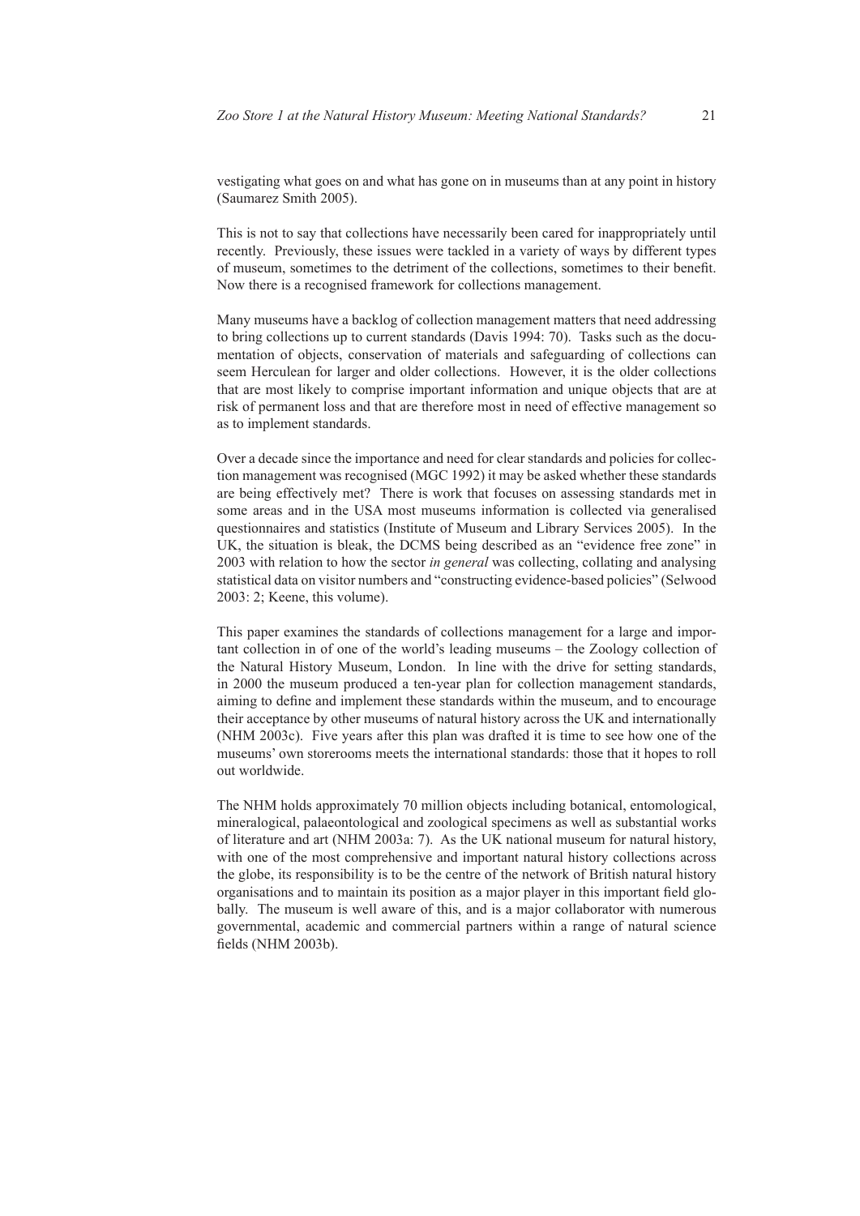vestigating what goes on and what has gone on in museums than at any point in history (Saumarez Smith 2005).

This is not to say that collections have necessarily been cared for inappropriately until recently. Previously, these issues were tackled in a variety of ways by different types of museum, sometimes to the detriment of the collections, sometimes to their benefit. Now there is a recognised framework for collections management.

Many museums have a backlog of collection management matters that need addressing to bring collections up to current standards (Davis 1994: 70). Tasks such as the documentation of objects, conservation of materials and safeguarding of collections can seem Herculean for larger and older collections. However, it is the older collections that are most likely to comprise important information and unique objects that are at risk of permanent loss and that are therefore most in need of effective management so as to implement standards.

Over a decade since the importance and need for clear standards and policies for collection management was recognised (MGC 1992) it may be asked whether these standards are being effectively met? There is work that focuses on assessing standards met in some areas and in the USA most museums information is collected via generalised questionnaires and statistics (Institute of Museum and Library Services 2005). In the UK, the situation is bleak, the DCMS being described as an "evidence free zone" in 2003 with relation to how the sector *in general* was collecting, collating and analysing statistical data on visitor numbers and "constructing evidence-based policies" (Selwood 2003: 2; Keene, this volume).

This paper examines the standards of collections management for a large and important collection in of one of the world's leading museums – the Zoology collection of the Natural History Museum, London. In line with the drive for setting standards, in 2000 the museum produced a ten-year plan for collection management standards, aiming to define and implement these standards within the museum, and to encourage their acceptance by other museums of natural history across the UK and internationally (NHM 2003c). Five years after this plan was drafted it is time to see how one of the museums' own storerooms meets the international standards: those that it hopes to roll out worldwide.

The NHM holds approximately 70 million objects including botanical, entomological, mineralogical, palaeontological and zoological specimens as well as substantial works of literature and art (NHM 2003a: 7). As the UK national museum for natural history, with one of the most comprehensive and important natural history collections across the globe, its responsibility is to be the centre of the network of British natural history organisations and to maintain its position as a major player in this important field globally. The museum is well aware of this, and is a major collaborator with numerous governmental, academic and commercial partners within a range of natural science fields (NHM 2003b).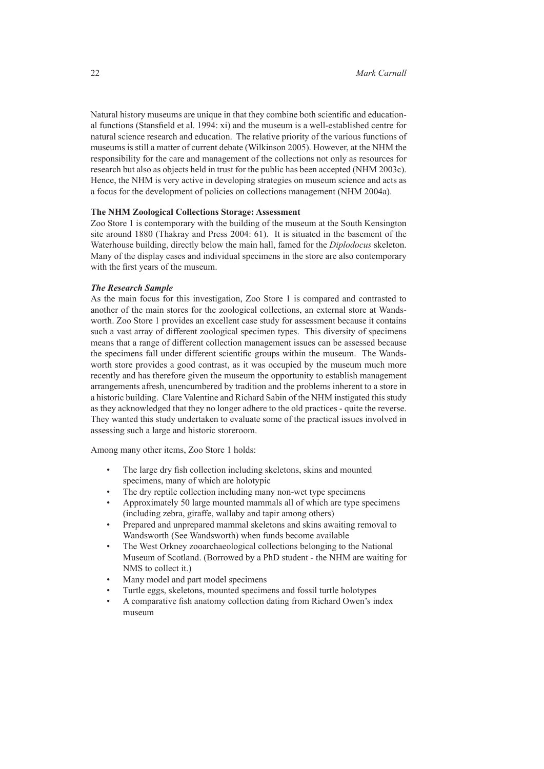Natural history museums are unique in that they combine both scientific and educational functions (Stansfield et al. 1994: xi) and the museum is a well-established centre for natural science research and education. The relative priority of the various functions of museums is still a matter of current debate (Wilkinson 2005). However, at the NHM the responsibility for the care and management of the collections not only as resources for research but also as objects held in trust for the public has been accepted (NHM 2003c). Hence, the NHM is very active in developing strategies on museum science and acts as a focus for the development of policies on collections management (NHM 2004a).

**The NHM Zoological Collections Storage: Assessment**

Zoo Store 1 is contemporary with the building of the museum at the South Kensington site around 1880 (Thakray and Press 2004: 61). It is situated in the basement of the Waterhouse building, directly below the main hall, famed for the *Diplodocus* skeleton. Many of the display cases and individual specimens in the store are also contemporary with the first years of the museum.

***The Research Sample***

As the main focus for this investigation, Zoo Store 1 is compared and contrasted to another of the main stores for the zoological collections, an external store at Wandsworth. Zoo Store 1 provides an excellent case study for assessment because it contains such a vast array of different zoological specimen types. This diversity of specimens means that a range of different collection management issues can be assessed because the specimens fall under different scientific groups within the museum. The Wandsworth store provides a good contrast, as it was occupied by the museum much more recently and has therefore given the museum the opportunity to establish management arrangements afresh, unencumbered by tradition and the problems inherent to a store in a historic building. Clare Valentine and Richard Sabin of the NHM instigated this study as they acknowledged that they no longer adhere to the old practices - quite the reverse. They wanted this study undertaken to evaluate some of the practical issues involved in assessing such a large and historic storeroom.

Among many other items, Zoo Store 1 holds:

- The large dry fish collection including skeletons, skins and mounted specimens, many of which are holotypic
- The dry reptile collection including many non-wet type specimens
- Approximately 50 large mounted mammals all of which are type specimens (including zebra, giraffe, wallaby and tapir among others)
- Prepared and unprepared mammal skeletons and skins awaiting removal to Wandsworth (See Wandsworth) when funds become available
- The West Orkney zooarchaeological collections belonging to the National Museum of Scotland. (Borrowed by a PhD student - the NHM are waiting for NMS to collect it.)
- Many model and part model specimens
- Turtle eggs, skeletons, mounted specimens and fossil turtle holotypes
- A comparative fish anatomy collection dating from Richard Owen's index museum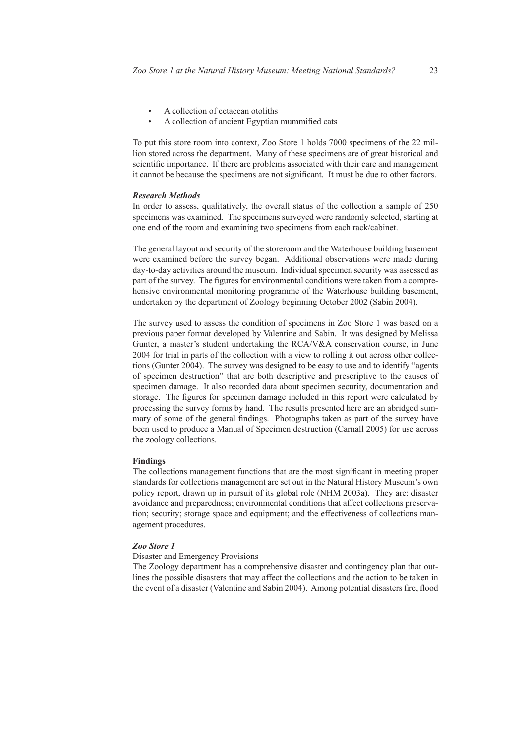- A collection of cetacean otoliths
- A collection of ancient Egyptian mummified cats

To put this store room into context, Zoo Store 1 holds 7000 specimens of the 22 million stored across the department. Many of these specimens are of great historical and scientific importance. If there are problems associated with their care and management it cannot be because the specimens are not significant. It must be due to other factors.

### *Research Methods*

In order to assess, qualitatively, the overall status of the collection a sample of 250 specimens was examined. The specimens surveyed were randomly selected, starting at one end of the room and examining two specimens from each rack/cabinet.

The general layout and security of the storeroom and the Waterhouse building basement were examined before the survey began. Additional observations were made during day-to-day activities around the museum. Individual specimen security was assessed as part of the survey. The figures for environmental conditions were taken from a comprehensive environmental monitoring programme of the Waterhouse building basement, undertaken by the department of Zoology beginning October 2002 (Sabin 2004).

The survey used to assess the condition of specimens in Zoo Store 1 was based on a previous paper format developed by Valentine and Sabin. It was designed by Melissa Gunter, a master's student undertaking the RCA/V&A conservation course, in June 2004 for trial in parts of the collection with a view to rolling it out across other collections (Gunter 2004). The survey was designed to be easy to use and to identify "agents of specimen destruction" that are both descriptive and prescriptive to the causes of specimen damage. It also recorded data about specimen security, documentation and storage. The figures for specimen damage included in this report were calculated by processing the survey forms by hand. The results presented here are an abridged summary of some of the general findings. Photographs taken as part of the survey have been used to produce a Manual of Specimen destruction (Carnall 2005) for use across the zoology collections.

## **Findings**

The collections management functions that are the most significant in meeting proper standards for collections management are set out in the Natural History Museum's own policy report, drawn up in pursuit of its global role (NHM 2003a). They are: disaster avoidance and preparedness; environmental conditions that affect collections preservation; security; storage space and equipment; and the effectiveness of collections management procedures.

### *Zoo Store 1*

#### Disaster and Emergency Provisions

The Zoology department has a comprehensive disaster and contingency plan that outlines the possible disasters that may affect the collections and the action to be taken in the event of a disaster (Valentine and Sabin 2004). Among potential disasters fire, flood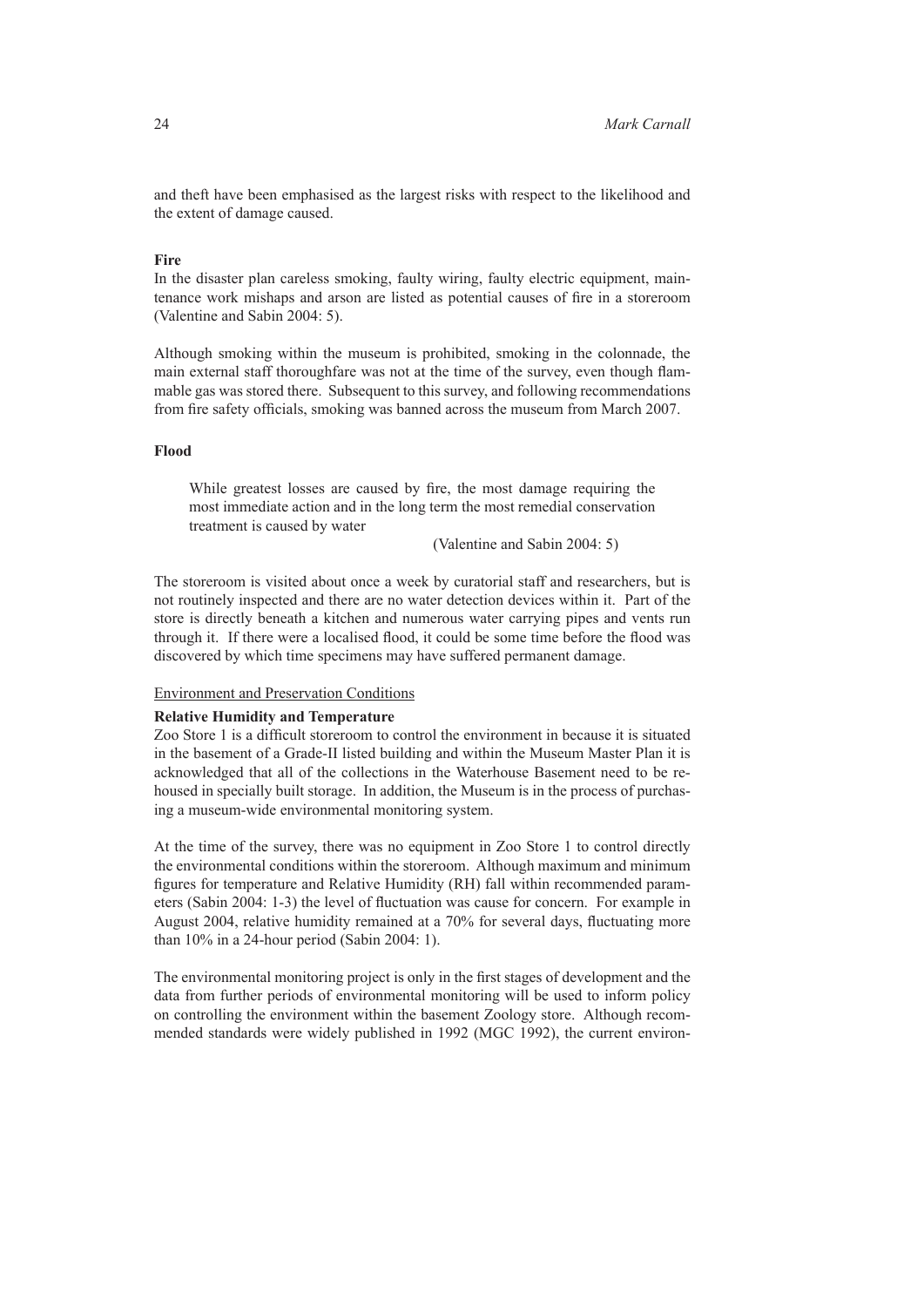and theft have been emphasised as the largest risks with respect to the likelihood and the extent of damage caused.

**Fire**

In the disaster plan careless smoking, faulty wiring, faulty electric equipment, maintenance work mishaps and arson are listed as potential causes of fire in a storeroom (Valentine and Sabin 2004: 5).

Although smoking within the museum is prohibited, smoking in the colonnade, the main external staff thoroughfare was not at the time of the survey, even though flammable gas was stored there. Subsequent to this survey, and following recommendations from fire safety officials, smoking was banned across the museum from March 2007.

**Flood**

> While greatest losses are caused by fire, the most damage requiring the most immediate action and in the long term the most remedial conservation treatment is caused by water
>
> (Valentine and Sabin 2004: 5)

The storeroom is visited about once a week by curatorial staff and researchers, but is not routinely inspected and there are no water detection devices within it. Part of the store is directly beneath a kitchen and numerous water carrying pipes and vents run through it. If there were a localised flood, it could be some time before the flood was discovered by which time specimens may have suffered permanent damage.

<u>Environment and Preservation Conditions</u>

**Relative Humidity and Temperature**

Zoo Store 1 is a difficult storeroom to control the environment in because it is situated in the basement of a Grade-II listed building and within the Museum Master Plan it is acknowledged that all of the collections in the Waterhouse Basement need to be rehoused in specially built storage. In addition, the Museum is in the process of purchasing a museum-wide environmental monitoring system.

At the time of the survey, there was no equipment in Zoo Store 1 to control directly the environmental conditions within the storeroom. Although maximum and minimum figures for temperature and Relative Humidity (RH) fall within recommended parameters (Sabin 2004: 1-3) the level of fluctuation was cause for concern. For example in August 2004, relative humidity remained at a 70% for several days, fluctuating more than 10% in a 24-hour period (Sabin 2004: 1).

The environmental monitoring project is only in the first stages of development and the data from further periods of environmental monitoring will be used to inform policy on controlling the environment within the basement Zoology store. Although recommended standards were widely published in 1992 (MGC 1992), the current environ-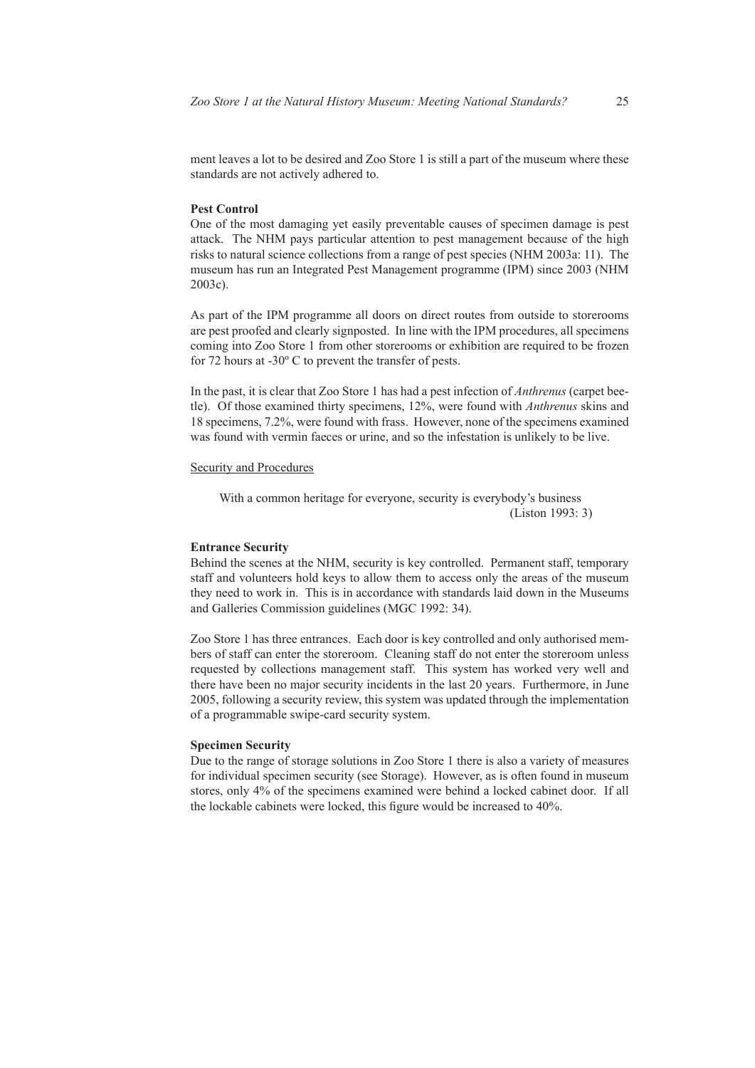ment leaves a lot to be desired and Zoo Store 1 is still a part of the museum where these standards are not actively adhered to.

**Pest Control**

One of the most damaging yet easily preventable causes of specimen damage is pest attack. The NHM pays particular attention to pest management because of the high risks to natural science collections from a range of pest species (NHM 2003a: 11). The museum has run an Integrated Pest Management programme (IPM) since 2003 (NHM 2003c).

As part of the IPM programme all doors on direct routes from outside to storerooms are pest proofed and clearly signposted. In line with the IPM procedures, all specimens coming into Zoo Store 1 from other storerooms or exhibition are required to be frozen for 72 hours at -30º C to prevent the transfer of pests.

In the past, it is clear that Zoo Store 1 has had a pest infection of *Anthrenus* (carpet beetle). Of those examined thirty specimens, 12%, were found with *Anthrenus* skins and 18 specimens, 7.2%, were found with frass. However, none of the specimens examined was found with vermin faeces or urine, and so the infestation is unlikely to be live.

<u>Security and Procedures</u>

> With a common heritage for everyone, security is everybody's business
> (Liston 1993: 3)

**Entrance Security**

Behind the scenes at the NHM, security is key controlled. Permanent staff, temporary staff and volunteers hold keys to allow them to access only the areas of the museum they need to work in. This is in accordance with standards laid down in the Museums and Galleries Commission guidelines (MGC 1992: 34).

Zoo Store 1 has three entrances. Each door is key controlled and only authorised members of staff can enter the storeroom. Cleaning staff do not enter the storeroom unless requested by collections management staff. This system has worked very well and there have been no major security incidents in the last 20 years. Furthermore, in June 2005, following a security review, this system was updated through the implementation of a programmable swipe-card security system.

**Specimen Security**

Due to the range of storage solutions in Zoo Store 1 there is also a variety of measures for individual specimen security (see Storage). However, as is often found in museum stores, only 4% of the specimens examined were behind a locked cabinet door. If all the lockable cabinets were locked, this figure would be increased to 40%.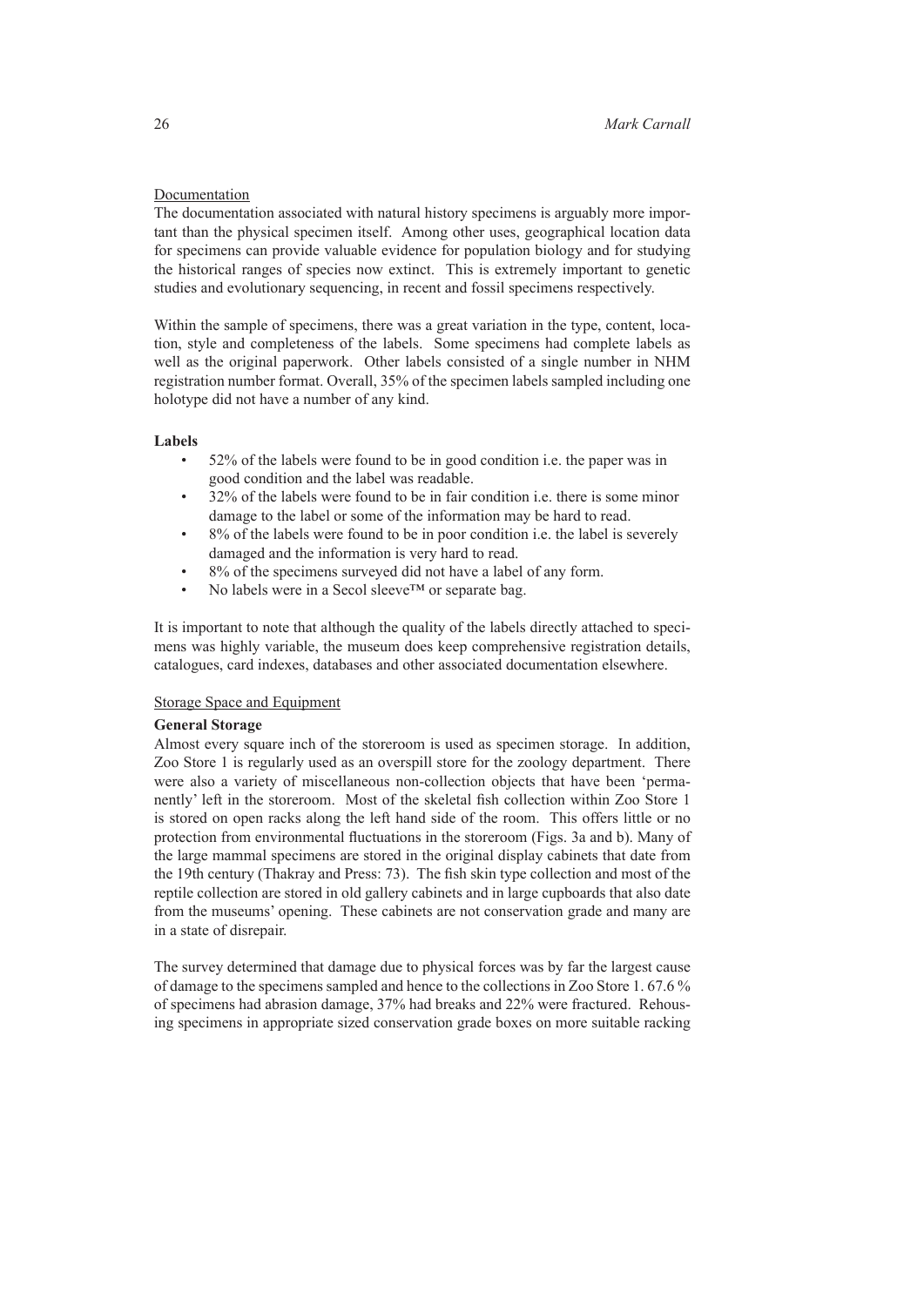Documentation

The documentation associated with natural history specimens is arguably more important than the physical specimen itself. Among other uses, geographical location data for specimens can provide valuable evidence for population biology and for studying the historical ranges of species now extinct. This is extremely important to genetic studies and evolutionary sequencing, in recent and fossil specimens respectively.

Within the sample of specimens, there was a great variation in the type, content, location, style and completeness of the labels. Some specimens had complete labels as well as the original paperwork. Other labels consisted of a single number in NHM registration number format. Overall, 35% of the specimen labels sampled including one holotype did not have a number of any kind.

**Labels**

- 52% of the labels were found to be in good condition i.e. the paper was in good condition and the label was readable.
- 32% of the labels were found to be in fair condition i.e. there is some minor damage to the label or some of the information may be hard to read.
- 8% of the labels were found to be in poor condition i.e. the label is severely damaged and the information is very hard to read.
- 8% of the specimens surveyed did not have a label of any form.
- No labels were in a Secol sleeve™ or separate bag.

It is important to note that although the quality of the labels directly attached to specimens was highly variable, the museum does keep comprehensive registration details, catalogues, card indexes, databases and other associated documentation elsewhere.

Storage Space and Equipment

**General Storage**

Almost every square inch of the storeroom is used as specimen storage. In addition, Zoo Store 1 is regularly used as an overspill store for the zoology department. There were also a variety of miscellaneous non-collection objects that have been 'permanently' left in the storeroom. Most of the skeletal fish collection within Zoo Store 1 is stored on open racks along the left hand side of the room. This offers little or no protection from environmental fluctuations in the storeroom (Figs. 3a and b). Many of the large mammal specimens are stored in the original display cabinets that date from the 19th century (Thakray and Press: 73). The fish skin type collection and most of the reptile collection are stored in old gallery cabinets and in large cupboards that also date from the museums' opening. These cabinets are not conservation grade and many are in a state of disrepair.

The survey determined that damage due to physical forces was by far the largest cause of damage to the specimens sampled and hence to the collections in Zoo Store 1. 67.6 % of specimens had abrasion damage, 37% had breaks and 22% were fractured. Rehousing specimens in appropriate sized conservation grade boxes on more suitable racking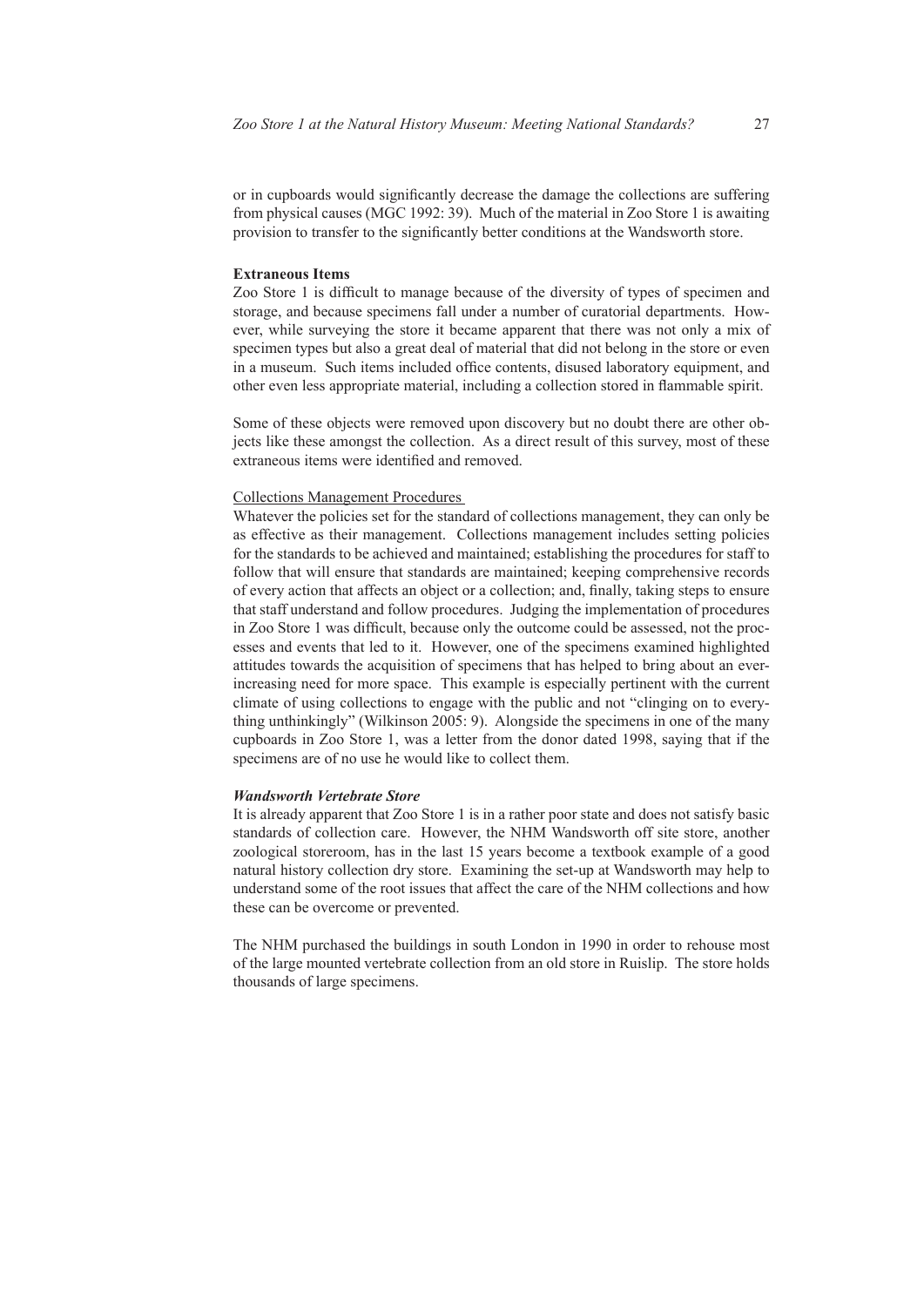or in cupboards would significantly decrease the damage the collections are suffering from physical causes (MGC 1992: 39). Much of the material in Zoo Store 1 is awaiting provision to transfer to the significantly better conditions at the Wandsworth store.

### Extraneous Items

Zoo Store 1 is difficult to manage because of the diversity of types of specimen and storage, and because specimens fall under a number of curatorial departments. However, while surveying the store it became apparent that there was not only a mix of specimen types but also a great deal of material that did not belong in the store or even in a museum. Such items included office contents, disused laboratory equipment, and other even less appropriate material, including a collection stored in flammable spirit.

Some of these objects were removed upon discovery but no doubt there are other objects like these amongst the collection. As a direct result of this survey, most of these extraneous items were identified and removed.

#### Collections Management Procedures

Whatever the policies set for the standard of collections management, they can only be as effective as their management. Collections management includes setting policies for the standards to be achieved and maintained; establishing the procedures for staff to follow that will ensure that standards are maintained; keeping comprehensive records of every action that affects an object or a collection; and, finally, taking steps to ensure that staff understand and follow procedures. Judging the implementation of procedures in Zoo Store 1 was difficult, because only the outcome could be assessed, not the processes and events that led to it. However, one of the specimens examined highlighted attitudes towards the acquisition of specimens that has helped to bring about an ever-increasing need for more space. This example is especially pertinent with the current climate of using collections to engage with the public and not "clinging on to everything unthinkingly" (Wilkinson 2005: 9). Alongside the specimens in one of the many cupboards in Zoo Store 1, was a letter from the donor dated 1998, saying that if the specimens are of no use he would like to collect them.

### *Wandsworth Vertebrate Store*

It is already apparent that Zoo Store 1 is in a rather poor state and does not satisfy basic standards of collection care. However, the NHM Wandsworth off site store, another zoological storeroom, has in the last 15 years become a textbook example of a good natural history collection dry store. Examining the set-up at Wandsworth may help to understand some of the root issues that affect the care of the NHM collections and how these can be overcome or prevented.

The NHM purchased the buildings in south London in 1990 in order to rehouse most of the large mounted vertebrate collection from an old store in Ruislip. The store holds thousands of large specimens.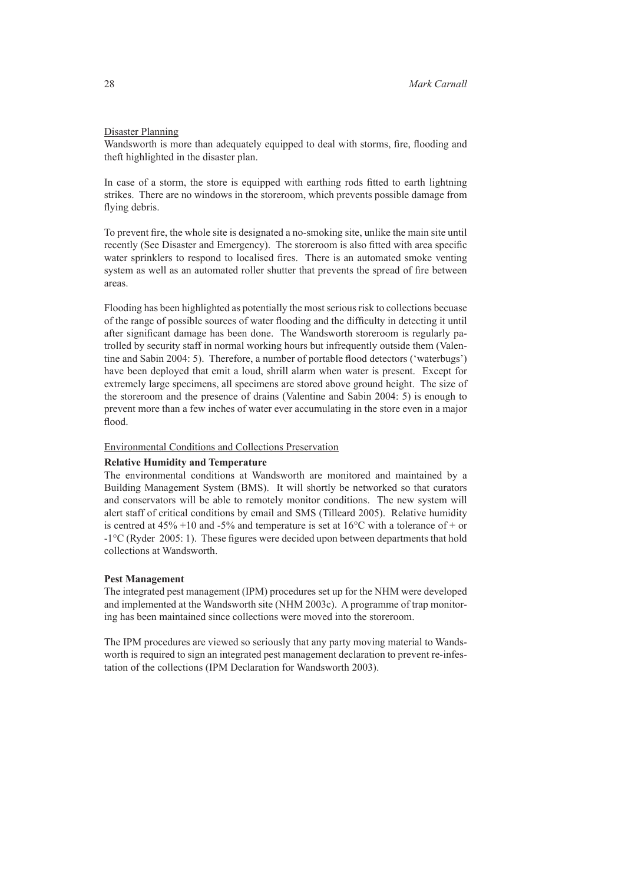Disaster Planning

Wandsworth is more than adequately equipped to deal with storms, fire, flooding and theft highlighted in the disaster plan.

In case of a storm, the store is equipped with earthing rods fitted to earth lightning strikes. There are no windows in the storeroom, which prevents possible damage from flying debris.

To prevent fire, the whole site is designated a no-smoking site, unlike the main site until recently (See Disaster and Emergency). The storeroom is also fitted with area specific water sprinklers to respond to localised fires. There is an automated smoke venting system as well as an automated roller shutter that prevents the spread of fire between areas.

Flooding has been highlighted as potentially the most serious risk to collections becuase of the range of possible sources of water flooding and the difficulty in detecting it until after significant damage has been done. The Wandsworth storeroom is regularly patrolled by security staff in normal working hours but infrequently outside them (Valentine and Sabin 2004: 5). Therefore, a number of portable flood detectors ('waterbugs') have been deployed that emit a loud, shrill alarm when water is present. Except for extremely large specimens, all specimens are stored above ground height. The size of the storeroom and the presence of drains (Valentine and Sabin 2004: 5) is enough to prevent more than a few inches of water ever accumulating in the store even in a major flood.

Environmental Conditions and Collections Preservation

**Relative Humidity and Temperature**

The environmental conditions at Wandsworth are monitored and maintained by a Building Management System (BMS). It will shortly be networked so that curators and conservators will be able to remotely monitor conditions. The new system will alert staff of critical conditions by email and SMS (Tilleard 2005). Relative humidity is centred at 45% +10 and -5% and temperature is set at 16°C with a tolerance of + or -1°C (Ryder 2005: 1). These figures were decided upon between departments that hold collections at Wandsworth.

**Pest Management**

The integrated pest management (IPM) procedures set up for the NHM were developed and implemented at the Wandsworth site (NHM 2003c). A programme of trap monitoring has been maintained since collections were moved into the storeroom.

The IPM procedures are viewed so seriously that any party moving material to Wandsworth is required to sign an integrated pest management declaration to prevent re-infestation of the collections (IPM Declaration for Wandsworth 2003).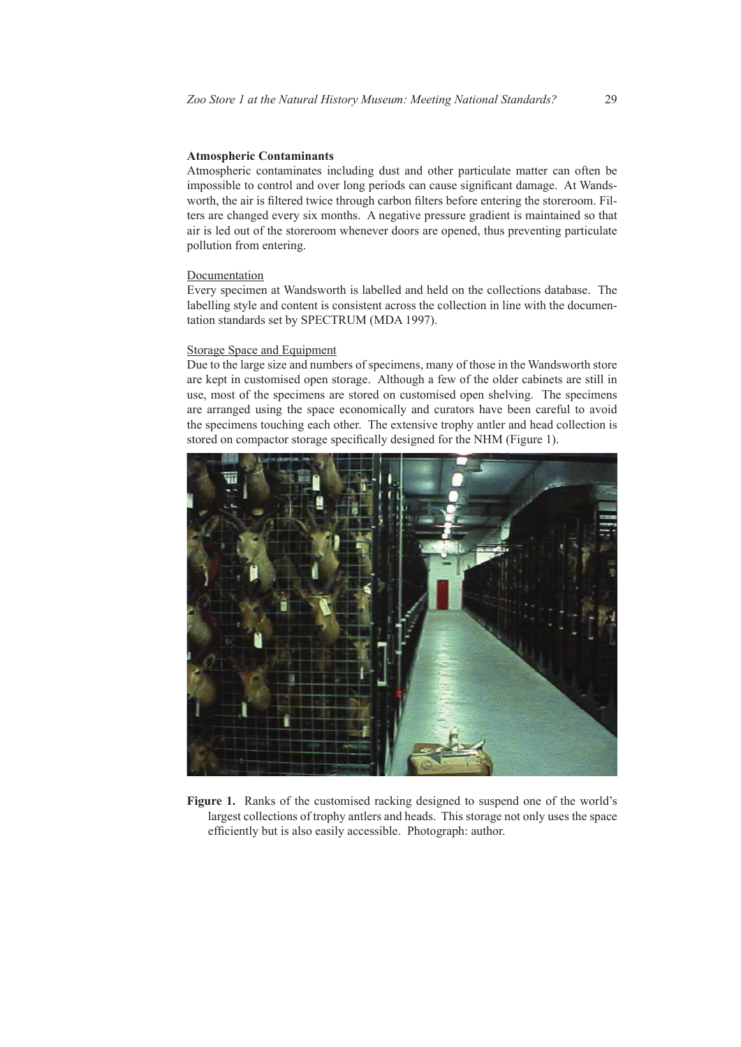**Atmospheric Contaminants**

Atmospheric contaminates including dust and other particulate matter can often be impossible to control and over long periods can cause significant damage. At Wandsworth, the air is filtered twice through carbon filters before entering the storeroom. Filters are changed every six months. A negative pressure gradient is maintained so that air is led out of the storeroom whenever doors are opened, thus preventing particulate pollution from entering.

Documentation

Every specimen at Wandsworth is labelled and held on the collections database. The labelling style and content is consistent across the collection in line with the documentation standards set by SPECTRUM (MDA 1997).

Storage Space and Equipment

Due to the large size and numbers of specimens, many of those in the Wandsworth store are kept in customised open storage. Although a few of the older cabinets are still in use, most of the specimens are stored on customised open shelving. The specimens are arranged using the space economically and curators have been careful to avoid the specimens touching each other. The extensive trophy antler and head collection is stored on compactor storage specifically designed for the NHM (Figure 1).

**Figure 1.** Ranks of the customised racking designed to suspend one of the world's largest collections of trophy antlers and heads. This storage not only uses the space efficiently but is also easily accessible. Photograph: author.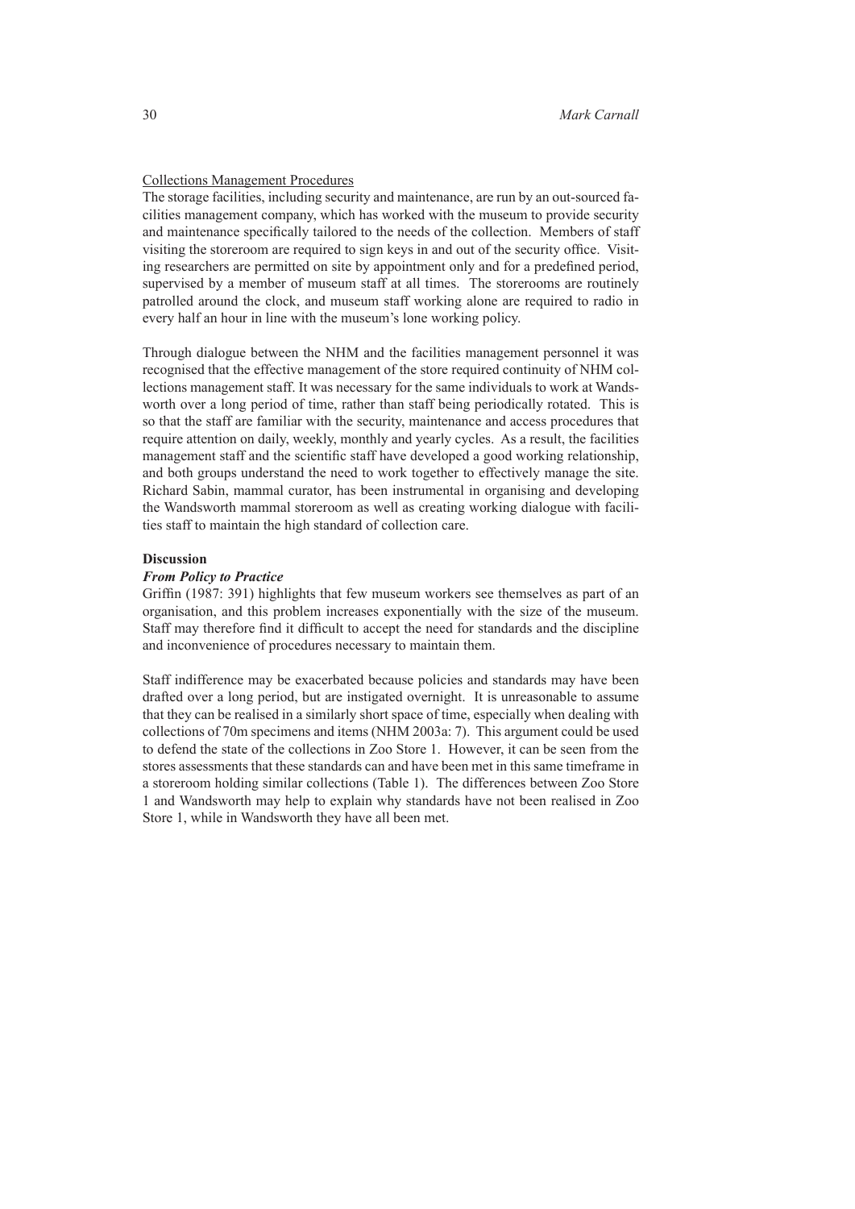Collections Management Procedures

The storage facilities, including security and maintenance, are run by an out-sourced facilities management company, which has worked with the museum to provide security and maintenance specifically tailored to the needs of the collection. Members of staff visiting the storeroom are required to sign keys in and out of the security office. Visiting researchers are permitted on site by appointment only and for a predefined period, supervised by a member of museum staff at all times. The storerooms are routinely patrolled around the clock, and museum staff working alone are required to radio in every half an hour in line with the museum's lone working policy.

Through dialogue between the NHM and the facilities management personnel it was recognised that the effective management of the store required continuity of NHM collections management staff. It was necessary for the same individuals to work at Wandsworth over a long period of time, rather than staff being periodically rotated. This is so that the staff are familiar with the security, maintenance and access procedures that require attention on daily, weekly, monthly and yearly cycles. As a result, the facilities management staff and the scientific staff have developed a good working relationship, and both groups understand the need to work together to effectively manage the site. Richard Sabin, mammal curator, has been instrumental in organising and developing the Wandsworth mammal storeroom as well as creating working dialogue with facilities staff to maintain the high standard of collection care.

## Discussion

### *From Policy to Practice*

Griffin (1987: 391) highlights that few museum workers see themselves as part of an organisation, and this problem increases exponentially with the size of the museum. Staff may therefore find it difficult to accept the need for standards and the discipline and inconvenience of procedures necessary to maintain them.

Staff indifference may be exacerbated because policies and standards may have been drafted over a long period, but are instigated overnight. It is unreasonable to assume that they can be realised in a similarly short space of time, especially when dealing with collections of 70m specimens and items (NHM 2003a: 7). This argument could be used to defend the state of the collections in Zoo Store 1. However, it can be seen from the stores assessments that these standards can and have been met in this same timeframe in a storeroom holding similar collections (Table 1). The differences between Zoo Store 1 and Wandsworth may help to explain why standards have not been realised in Zoo Store 1, while in Wandsworth they have all been met.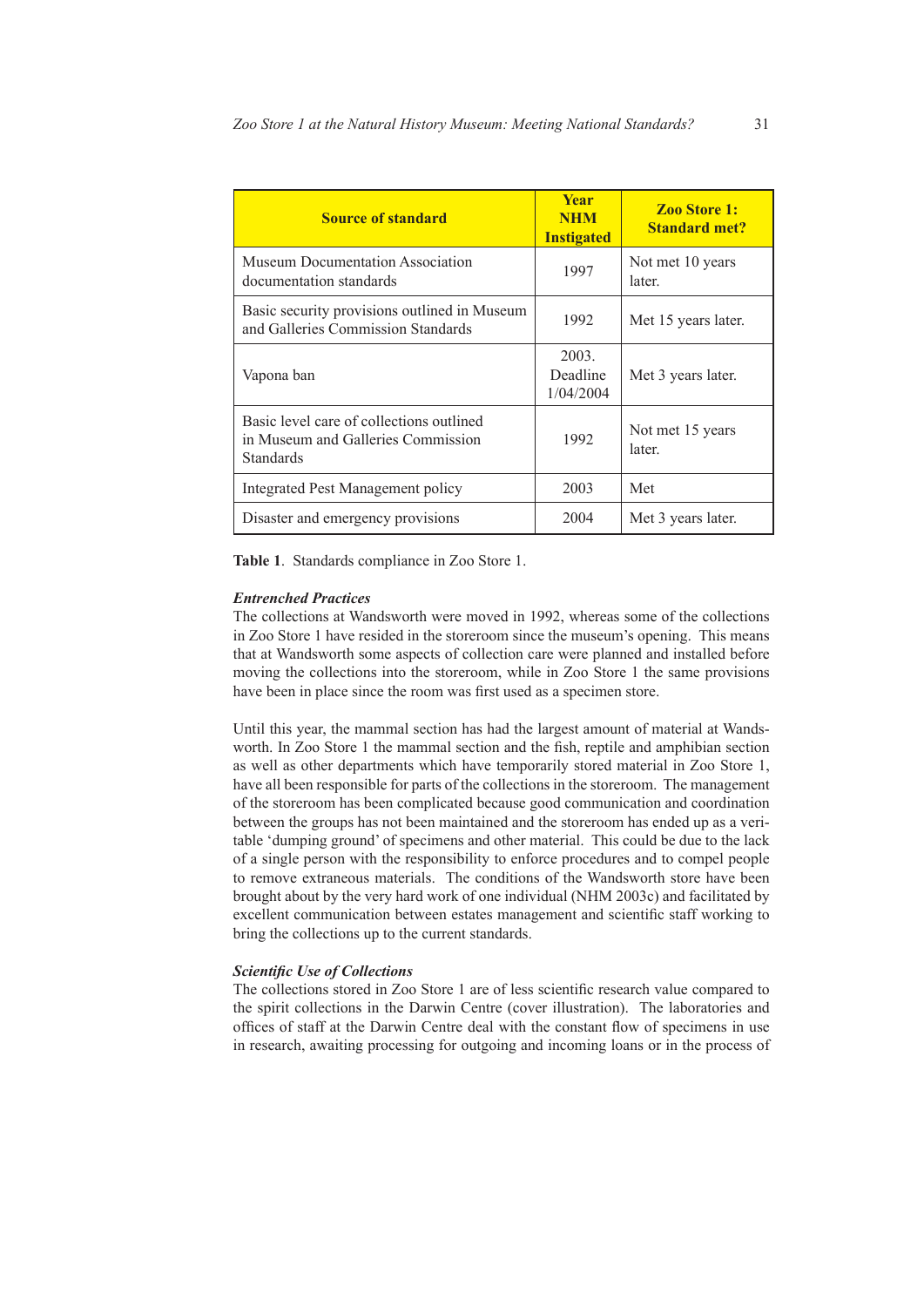| Source of standard | Year NHM Instigated | Zoo Store 1: Standard met? |
|---|---|---|
| Museum Documentation Association documentation standards | 1997 | Not met 10 years later. |
| Basic security provisions outlined in Museum and Galleries Commission Standards | 1992 | Met 15 years later. |
| Vapona ban | 2003. Deadline 1/04/2004 | Met 3 years later. |
| Basic level care of collections outlined in Museum and Galleries Commission Standards | 1992 | Not met 15 years later. |
| Integrated Pest Management policy | 2003 | Met |
| Disaster and emergency provisions | 2004 | Met 3 years later. |

**Table 1**. Standards compliance in Zoo Store 1.

***Entrenched Practices***

The collections at Wandsworth were moved in 1992, whereas some of the collections in Zoo Store 1 have resided in the storeroom since the museum's opening. This means that at Wandsworth some aspects of collection care were planned and installed before moving the collections into the storeroom, while in Zoo Store 1 the same provisions have been in place since the room was first used as a specimen store.

Until this year, the mammal section has had the largest amount of material at Wandsworth. In Zoo Store 1 the mammal section and the fish, reptile and amphibian section as well as other departments which have temporarily stored material in Zoo Store 1, have all been responsible for parts of the collections in the storeroom. The management of the storeroom has been complicated because good communication and coordination between the groups has not been maintained and the storeroom has ended up as a veritable 'dumping ground' of specimens and other material. This could be due to the lack of a single person with the responsibility to enforce procedures and to compel people to remove extraneous materials. The conditions of the Wandsworth store have been brought about by the very hard work of one individual (NHM 2003c) and facilitated by excellent communication between estates management and scientific staff working to bring the collections up to the current standards.

***Scientific Use of Collections***

The collections stored in Zoo Store 1 are of less scientific research value compared to the spirit collections in the Darwin Centre (cover illustration). The laboratories and offices of staff at the Darwin Centre deal with the constant flow of specimens in use in research, awaiting processing for outgoing and incoming loans or in the process of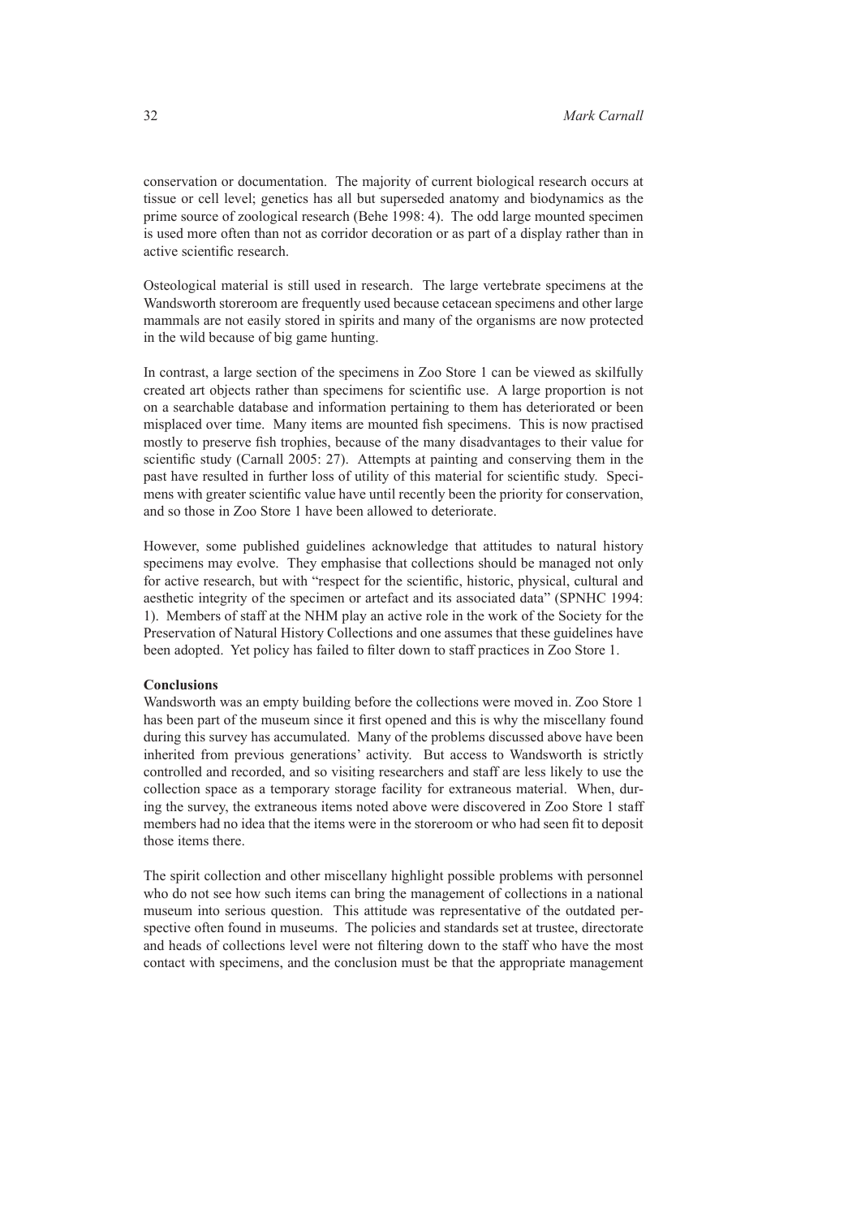conservation or documentation. The majority of current biological research occurs at tissue or cell level; genetics has all but superseded anatomy and biodynamics as the prime source of zoological research (Behe 1998: 4). The odd large mounted specimen is used more often than not as corridor decoration or as part of a display rather than in active scientific research.

Osteological material is still used in research. The large vertebrate specimens at the Wandsworth storeroom are frequently used because cetacean specimens and other large mammals are not easily stored in spirits and many of the organisms are now protected in the wild because of big game hunting.

In contrast, a large section of the specimens in Zoo Store 1 can be viewed as skilfully created art objects rather than specimens for scientific use. A large proportion is not on a searchable database and information pertaining to them has deteriorated or been misplaced over time. Many items are mounted fish specimens. This is now practised mostly to preserve fish trophies, because of the many disadvantages to their value for scientific study (Carnall 2005: 27). Attempts at painting and conserving them in the past have resulted in further loss of utility of this material for scientific study. Specimens with greater scientific value have until recently been the priority for conservation, and so those in Zoo Store 1 have been allowed to deteriorate.

However, some published guidelines acknowledge that attitudes to natural history specimens may evolve. They emphasise that collections should be managed not only for active research, but with "respect for the scientific, historic, physical, cultural and aesthetic integrity of the specimen or artefact and its associated data" (SPNHC 1994: 1). Members of staff at the NHM play an active role in the work of the Society for the Preservation of Natural History Collections and one assumes that these guidelines have been adopted. Yet policy has failed to filter down to staff practices in Zoo Store 1.

**Conclusions**

Wandsworth was an empty building before the collections were moved in. Zoo Store 1 has been part of the museum since it first opened and this is why the miscellany found during this survey has accumulated. Many of the problems discussed above have been inherited from previous generations' activity. But access to Wandsworth is strictly controlled and recorded, and so visiting researchers and staff are less likely to use the collection space as a temporary storage facility for extraneous material. When, during the survey, the extraneous items noted above were discovered in Zoo Store 1 staff members had no idea that the items were in the storeroom or who had seen fit to deposit those items there.

The spirit collection and other miscellany highlight possible problems with personnel who do not see how such items can bring the management of collections in a national museum into serious question. This attitude was representative of the outdated perspective often found in museums. The policies and standards set at trustee, directorate and heads of collections level were not filtering down to the staff who have the most contact with specimens, and the conclusion must be that the appropriate management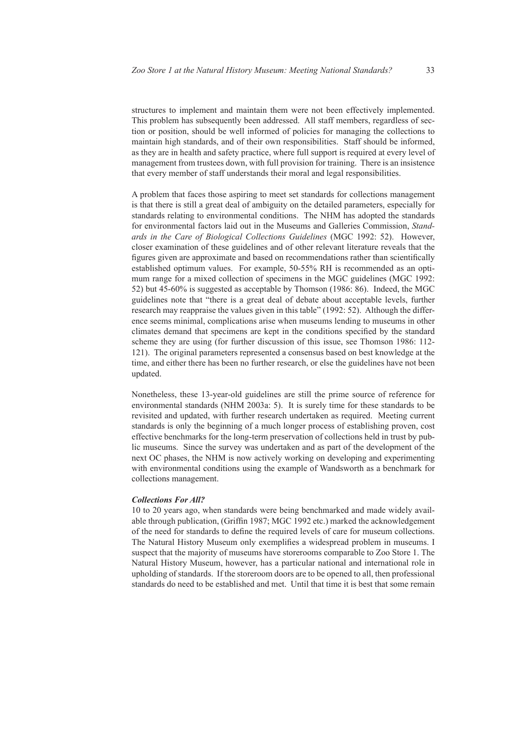structures to implement and maintain them were not been effectively implemented. This problem has subsequently been addressed. All staff members, regardless of section or position, should be well informed of policies for managing the collections to maintain high standards, and of their own responsibilities. Staff should be informed, as they are in health and safety practice, where full support is required at every level of management from trustees down, with full provision for training. There is an insistence that every member of staff understands their moral and legal responsibilities.

A problem that faces those aspiring to meet set standards for collections management is that there is still a great deal of ambiguity on the detailed parameters, especially for standards relating to environmental conditions. The NHM has adopted the standards for environmental factors laid out in the Museums and Galleries Commission, *Standards in the Care of Biological Collections Guidelines* (MGC 1992: 52). However, closer examination of these guidelines and of other relevant literature reveals that the figures given are approximate and based on recommendations rather than scientifically established optimum values. For example, 50-55% RH is recommended as an optimum range for a mixed collection of specimens in the MGC guidelines (MGC 1992: 52) but 45-60% is suggested as acceptable by Thomson (1986: 86). Indeed, the MGC guidelines note that "there is a great deal of debate about acceptable levels, further research may reappraise the values given in this table" (1992: 52). Although the difference seems minimal, complications arise when museums lending to museums in other climates demand that specimens are kept in the conditions specified by the standard scheme they are using (for further discussion of this issue, see Thomson 1986: 112-121). The original parameters represented a consensus based on best knowledge at the time, and either there has been no further research, or else the guidelines have not been updated.

Nonetheless, these 13-year-old guidelines are still the prime source of reference for environmental standards (NHM 2003a: 5). It is surely time for these standards to be revisited and updated, with further research undertaken as required. Meeting current standards is only the beginning of a much longer process of establishing proven, cost effective benchmarks for the long-term preservation of collections held in trust by public museums. Since the survey was undertaken and as part of the development of the next OC phases, the NHM is now actively working on developing and experimenting with environmental conditions using the example of Wandsworth as a benchmark for collections management.

***Collections For All?***

10 to 20 years ago, when standards were being benchmarked and made widely available through publication, (Griffin 1987; MGC 1992 etc.) marked the acknowledgement of the need for standards to define the required levels of care for museum collections. The Natural History Museum only exemplifies a widespread problem in museums. I suspect that the majority of museums have storerooms comparable to Zoo Store 1. The Natural History Museum, however, has a particular national and international role in upholding of standards. If the storeroom doors are to be opened to all, then professional standards do need to be established and met. Until that time it is best that some remain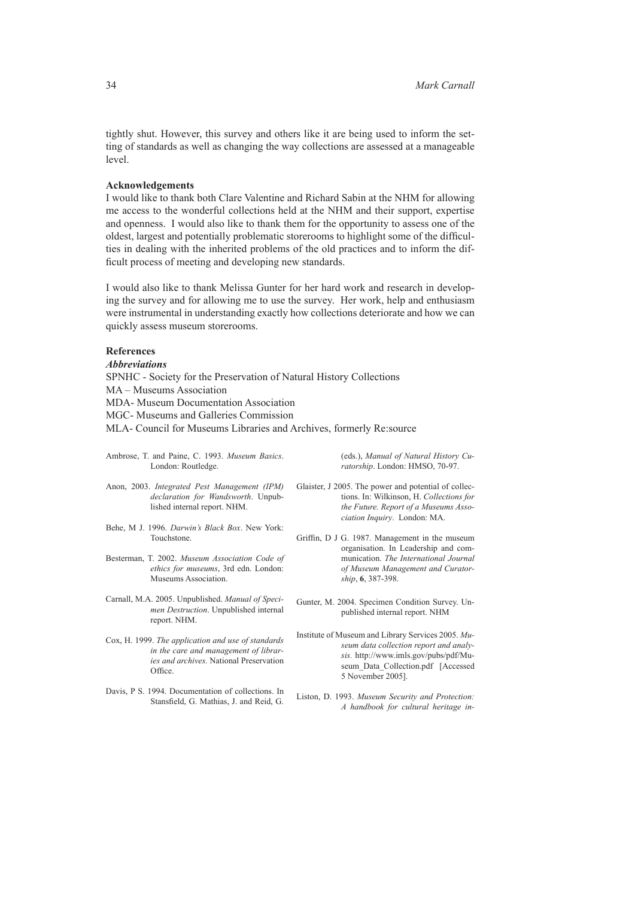tightly shut. However, this survey and others like it are being used to inform the setting of standards as well as changing the way collections are assessed at a manageable level.

**Acknowledgements**

I would like to thank both Clare Valentine and Richard Sabin at the NHM for allowing me access to the wonderful collections held at the NHM and their support, expertise and openness. I would also like to thank them for the opportunity to assess one of the oldest, largest and potentially problematic storerooms to highlight some of the difficulties in dealing with the inherited problems of the old practices and to inform the difficult process of meeting and developing new standards.

I would also like to thank Melissa Gunter for her hard work and research in developing the survey and for allowing me to use the survey. Her work, help and enthusiasm were instrumental in understanding exactly how collections deteriorate and how we can quickly assess museum storerooms.

**References**

***Abbreviations***

SPNHC - Society for the Preservation of Natural History Collections
MA – Museums Association
MDA- Museum Documentation Association
MGC- Museums and Galleries Commission
MLA- Council for Museums Libraries and Archives, formerly Re:source

Ambrose, T. and Paine, C. 1993. *Museum Basics*. London: Routledge.

Anon, 2003. *Integrated Pest Management (IPM) declaration for Wandsworth*. Unpublished internal report. NHM.

Behe, M J. 1996. *Darwin's Black Box*. New York: Touchstone.

Besterman, T. 2002. *Museum Association Code of ethics for museums*, 3rd edn. London: Museums Association.

Carnall, M.A. 2005. Unpublished. *Manual of Specimen Destruction*. Unpublished internal report. NHM.

Cox, H. 1999. *The application and use of standards in the care and management of libraries and archives.* National Preservation Office.

Davis, P S. 1994. Documentation of collections. In Stansfield, G. Mathias, J. and Reid, G. (eds.), *Manual of Natural History Curatorship*. London: HMSO, 70-97.

Glaister, J 2005. The power and potential of collections. In: Wilkinson, H. *Collections for the Future. Report of a Museums Association Inquiry*. London: MA.

Griffin, D J G. 1987. Management in the museum organisation. In Leadership and communication. *The International Journal of Museum Management and Curatorship*, **6**, 387-398.

Gunter, M. 2004. Specimen Condition Survey. Unpublished internal report. NHM

Institute of Museum and Library Services 2005. *Museum data collection report and analysis.* http://www.imls.gov/pubs/pdf/Museum_Data_Collection.pdf [Accessed 5 November 2005].

Liston, D. 1993. *Museum Security and Protection: A handbook for cultural heritage in-*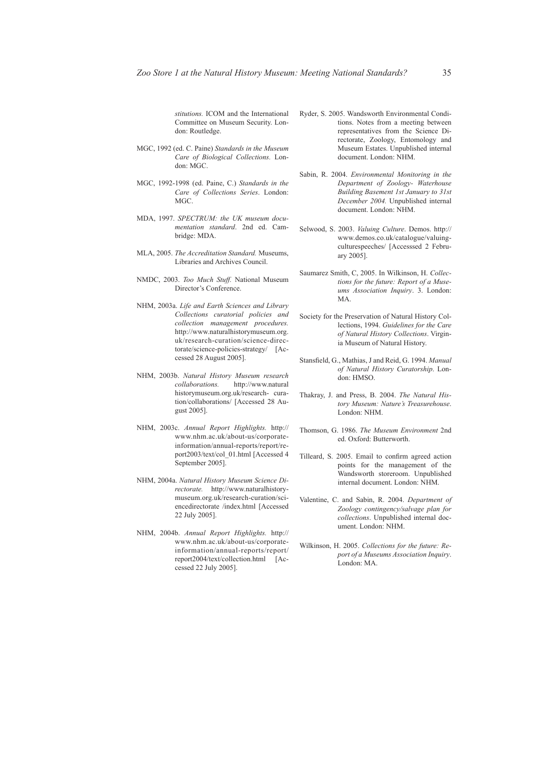*stitutions.* ICOM and the International Committee on Museum Security. London: Routledge.

MGC, 1992 (ed. C. Paine) *Standards in the Museum Care of Biological Collections.* London: MGC.

MGC, 1992-1998 (ed. Paine, C.) *Standards in the Care of Collections Series*. London: MGC.

MDA, 1997. *SPECTRUM: the UK museum documentation standard*. 2nd ed. Cambridge: MDA.

MLA, 2005. *The Accreditation Standard.* Museums, Libraries and Archives Council.

NMDC, 2003. *Too Much Stuff.* National Museum Director's Conference.

NHM, 2003a. *Life and Earth Sciences and Library Collections curatorial policies and collection management procedures.* http://www.naturalhistorymuseum.org.uk/research-curation/science-directorate/science-policies-strategy/ [Accessed 28 August 2005].

NHM, 2003b. *Natural History Museum research collaborations.* http://www.naturalhistorymuseum.org.uk/research- curation/collaborations/ [Accessed 28 August 2005].

NHM, 2003c. *Annual Report Highlights.* http://www.nhm.ac.uk/about-us/corporate-information/annual-reports/report/report2003/text/col_01.html [Accessed 4 September 2005].

NHM, 2004a. *Natural History Museum Science Directorate.* http://www.naturalhistorymuseum.org.uk/research-curation/sciencedirectorate /index.html [Accessed 22 July 2005].

NHM, 2004b. *Annual Report Highlights.* http://www.nhm.ac.uk/about-us/corporate-information/annual-reports/report/report2004/text/collection.html [Accessed 22 July 2005].

Ryder, S. 2005. Wandsworth Environmental Conditions. Notes from a meeting between representatives from the Science Directorate, Zoology, Entomology and Museum Estates. Unpublished internal document. London: NHM.

Sabin, R. 2004. *Environmental Monitoring in the Department of Zoology- Waterhouse Building Basement 1st January to 31st December 2004.* Unpublished internal document. London: NHM.

Selwood, S. 2003. *Valuing Culture*. Demos. http://www.demos.co.uk/catalogue/valuingculturespeeches/ [Accesssed 2 February 2005].

Saumarez Smith, C, 2005. In Wilkinson, H. *Collections for the future: Report of a Museums Association Inquiry*. 3. London: MA.

Society for the Preservation of Natural History Collections, 1994. *Guidelines for the Care of Natural History Collections*. Virginia Museum of Natural History.

Stansfield, G., Mathias, J and Reid, G. 1994. *Manual of Natural History Curatorship*. London: HMSO.

Thakray, J. and Press, B. 2004. *The Natural History Museum: Nature's Treasurehouse*. London: NHM.

Thomson, G. 1986. *The Museum Environment* 2nd ed. Oxford: Butterworth.

Tilleard, S. 2005. Email to confirm agreed action points for the management of the Wandsworth storeroom. Unpublished internal document. London: NHM.

Valentine, C. and Sabin, R. 2004. *Department of Zoology contingency/salvage plan for collections*. Unpublished internal document. London: NHM.

Wilkinson, H. 2005. *Collections for the future: Report of a Museums Association Inquiry*. London: MA.